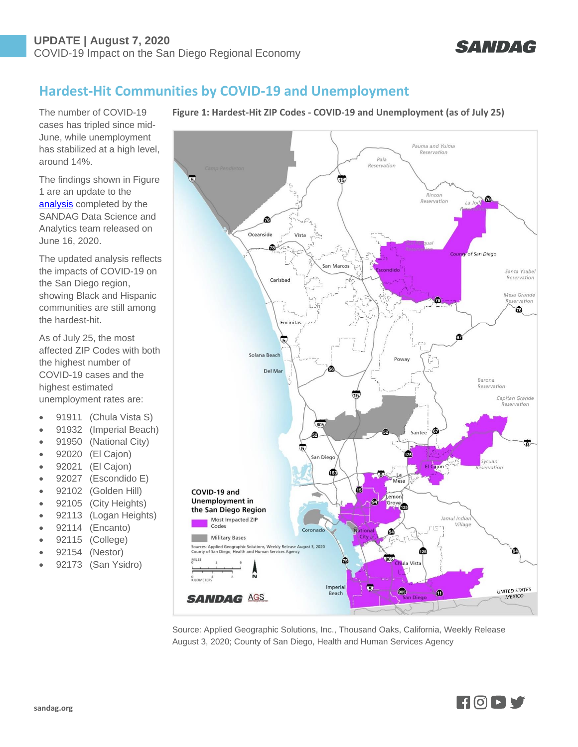**UPDATE | August 7, 2020**
COVID-19 Impact on the San Diego Regional Economy

SANDAG

## Hardest-Hit Communities by COVID-19 and Unemployment

The number of COVID-19 cases has tripled since mid-June, while unemployment has stabilized at a high level, around 14%.

The findings shown in Figure 1 are an update to the analysis completed by the SANDAG Data Science and Analytics team released on June 16, 2020.

The updated analysis reflects the impacts of COVID-19 on the San Diego region, showing Black and Hispanic communities are still among the hardest-hit.

As of July 25, the most affected ZIP Codes with both the highest number of COVID-19 cases and the highest estimated unemployment rates are:

- 91911 (Chula Vista S)
- 91932 (Imperial Beach)
- 91950 (National City)
- 92020 (El Cajon)
- 92021 (El Cajon)
- 92027 (Escondido E)
- 92102 (Golden Hill)
- 92105 (City Heights)
- 92113 (Logan Heights)
- 92114 (Encanto)
- 92115 (College)
- 92154 (Nestor)
- 92173 (San Ysidro)

**Figure 1: Hardest-Hit ZIP Codes - COVID-19 and Unemployment (as of July 25)**

Source: Applied Geographic Solutions, Inc., Thousand Oaks, California, Weekly Release August 3, 2020; County of San Diego, Health and Human Services Agency

sandag.org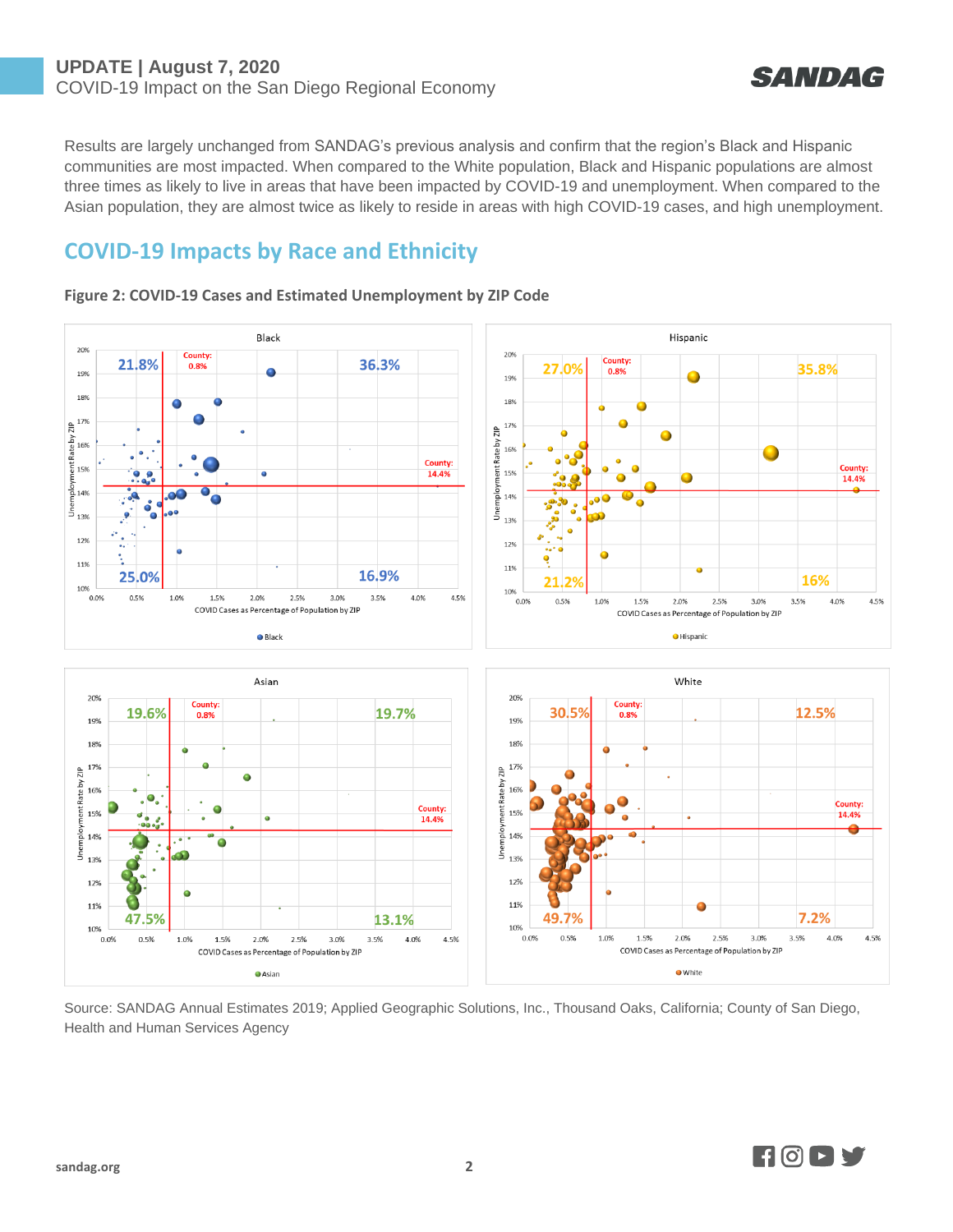Results are largely unchanged from SANDAG's previous analysis and confirm that the region's Black and Hispanic communities are most impacted. When compared to the White population, Black and Hispanic populations are almost three times as likely to live in areas that have been impacted by COVID-19 and unemployment. When compared to the Asian population, they are almost twice as likely to reside in areas with high COVID-19 cases, and high unemployment.

## COVID-19 Impacts by Race and Ethnicity

**Figure 2: COVID-19 Cases and Estimated Unemployment by ZIP Code**

Source: SANDAG Annual Estimates 2019; Applied Geographic Solutions, Inc., Thousand Oaks, California; County of San Diego, Health and Human Services Agency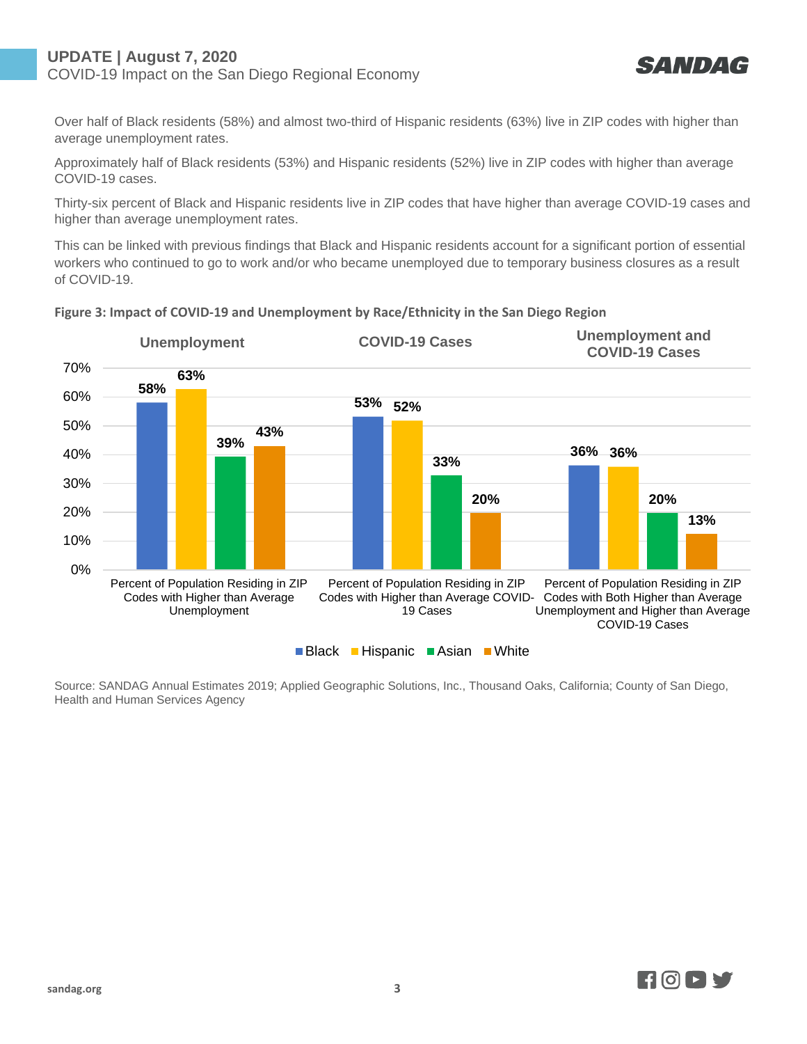Over half of Black residents (58%) and almost two-third of Hispanic residents (63%) live in ZIP codes with higher than average unemployment rates.

Approximately half of Black residents (53%) and Hispanic residents (52%) live in ZIP codes with higher than average COVID-19 cases.

Thirty-six percent of Black and Hispanic residents live in ZIP codes that have higher than average COVID-19 cases and higher than average unemployment rates.

This can be linked with previous findings that Black and Hispanic residents account for a significant portion of essential workers who continued to go to work and/or who became unemployed due to temporary business closures as a result of COVID-19.

**Figure 3: Impact of COVID-19 and Unemployment by Race/Ethnicity in the San Diego Region**

| | Unemployment | COVID-19 Cases | Unemployment and COVID-19 Cases |
|---|---|---|---|
| | Percent of Population Residing in ZIP Codes with Higher than Average Unemployment | Percent of Population Residing in ZIP Codes with Higher than Average COVID-19 Cases | Percent of Population Residing in ZIP Codes with Both Higher than Average Unemployment and Higher than Average COVID-19 Cases |
| Black | 58% | 53% | 36% |
| Hispanic | 63% | 52% | 36% |
| Asian | 39% | 33% | 20% |
| White | 43% | 20% | 13% |

Source: SANDAG Annual Estimates 2019; Applied Geographic Solutions, Inc., Thousand Oaks, California; County of San Diego, Health and Human Services Agency